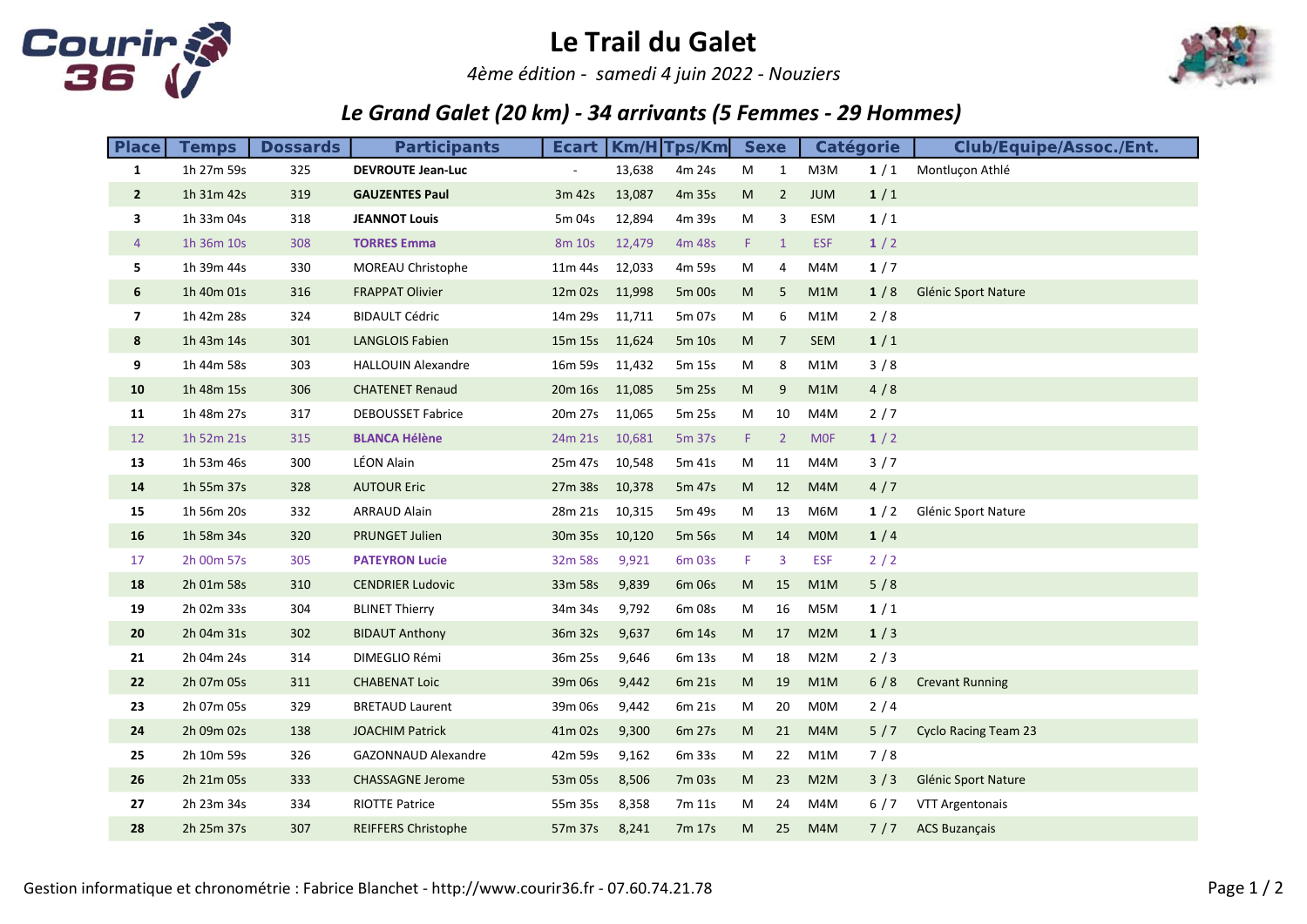# Le Trail du Galet

*4ème édition - samedi 4 juin 2022 - Nouziers*

## *Le Grand Galet (20 km) - 34 arrivants (5 Femmes - 29 Hommes)*

| Place | Temps | Dossards | Participants | Ecart | Km/H | Tps/Km | Sexe | | Catégorie | | Club/Equipe/Assoc./Ent. |
|---|---|---|---|---|---|---|---|---|---|---|---|
| 1 | 1h 27m 59s | 325 | **DEVROUTE Jean-Luc** | - | 13,638 | 4m 24s | M | 1 | M3M | **1** / 1 | Montluçon Athlé |
| 2 | 1h 31m 42s | 319 | **GAUZENTES Paul** | 3m 42s | 13,087 | 4m 35s | M | 2 | JUM | **1** / 1 | |
| 3 | 1h 33m 04s | 318 | **JEANNOT Louis** | 5m 04s | 12,894 | 4m 39s | M | 3 | ESM | **1** / 1 | |
| 4 | 1h 36m 10s | 308 | **TORRES Emma** | 8m 10s | 12,479 | 4m 48s | F | 1 | ESF | **1** / 2 | |
| 5 | 1h 39m 44s | 330 | MOREAU Christophe | 11m 44s | 12,033 | 4m 59s | M | 4 | M4M | **1** / 7 | |
| 6 | 1h 40m 01s | 316 | FRAPPAT Olivier | 12m 02s | 11,998 | 5m 00s | M | 5 | M1M | **1** / 8 | Glénic Sport Nature |
| 7 | 1h 42m 28s | 324 | BIDAULT Cédric | 14m 29s | 11,711 | 5m 07s | M | 6 | M1M | 2 / 8 | |
| 8 | 1h 43m 14s | 301 | LANGLOIS Fabien | 15m 15s | 11,624 | 5m 10s | M | 7 | SEM | **1** / 1 | |
| 9 | 1h 44m 58s | 303 | HALLOUIN Alexandre | 16m 59s | 11,432 | 5m 15s | M | 8 | M1M | 3 / 8 | |
| 10 | 1h 48m 15s | 306 | CHATENET Renaud | 20m 16s | 11,085 | 5m 25s | M | 9 | M1M | 4 / 8 | |
| 11 | 1h 48m 27s | 317 | DEBOUSSET Fabrice | 20m 27s | 11,065 | 5m 25s | M | 10 | M4M | 2 / 7 | |
| 12 | 1h 52m 21s | 315 | **BLANCA Hélène** | 24m 21s | 10,681 | 5m 37s | F | 2 | M0F | **1** / 2 | |
| 13 | 1h 53m 46s | 300 | LÉON Alain | 25m 47s | 10,548 | 5m 41s | M | 11 | M4M | 3 / 7 | |
| 14 | 1h 55m 37s | 328 | AUTOUR Eric | 27m 38s | 10,378 | 5m 47s | M | 12 | M4M | 4 / 7 | |
| 15 | 1h 56m 20s | 332 | ARRAUD Alain | 28m 21s | 10,315 | 5m 49s | M | 13 | M6M | **1** / 2 | Glénic Sport Nature |
| 16 | 1h 58m 34s | 320 | PRUNGET Julien | 30m 35s | 10,120 | 5m 56s | M | 14 | M0M | **1** / 4 | |
| 17 | 2h 00m 57s | 305 | **PATEYRON Lucie** | 32m 58s | 9,921 | 6m 03s | F | 3 | ESF | 2 / 2 | |
| 18 | 2h 01m 58s | 310 | CENDRIER Ludovic | 33m 58s | 9,839 | 6m 06s | M | 15 | M1M | 5 / 8 | |
| 19 | 2h 02m 33s | 304 | BLINET Thierry | 34m 34s | 9,792 | 6m 08s | M | 16 | M5M | **1** / 1 | |
| 20 | 2h 04m 31s | 302 | BIDAUT Anthony | 36m 32s | 9,637 | 6m 14s | M | 17 | M2M | **1** / 3 | |
| 21 | 2h 04m 24s | 314 | DIMEGLIO Rémi | 36m 25s | 9,646 | 6m 13s | M | 18 | M2M | 2 / 3 | |
| 22 | 2h 07m 05s | 311 | CHABENAT Loic | 39m 06s | 9,442 | 6m 21s | M | 19 | M1M | 6 / 8 | Crevant Running |
| 23 | 2h 07m 05s | 329 | BRETAUD Laurent | 39m 06s | 9,442 | 6m 21s | M | 20 | M0M | 2 / 4 | |
| 24 | 2h 09m 02s | 138 | JOACHIM Patrick | 41m 02s | 9,300 | 6m 27s | M | 21 | M4M | 5 / 7 | Cyclo Racing Team 23 |
| 25 | 2h 10m 59s | 326 | GAZONNAUD Alexandre | 42m 59s | 9,162 | 6m 33s | M | 22 | M1M | 7 / 8 | |
| 26 | 2h 21m 05s | 333 | CHASSAGNE Jerome | 53m 05s | 8,506 | 7m 03s | M | 23 | M2M | 3 / 3 | Glénic Sport Nature |
| 27 | 2h 23m 34s | 334 | RIOTTE Patrice | 55m 35s | 8,358 | 7m 11s | M | 24 | M4M | 6 / 7 | VTT Argentonais |
| 28 | 2h 25m 37s | 307 | REIFFERS Christophe | 57m 37s | 8,241 | 7m 17s | M | 25 | M4M | 7 / 7 | ACS Buzançais |

Gestion informatique et chronométrie : Fabrice Blanchet - http://www.courir36.fr - 07.60.74.21.78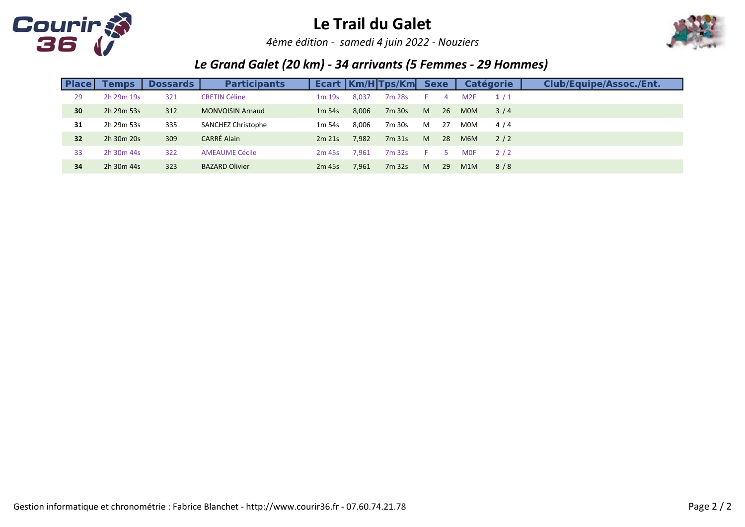# Le Trail du Galet

*4ème édition - samedi 4 juin 2022 - Nouziers*

## *Le Grand Galet (20 km) - 34 arrivants (5 Femmes - 29 Hommes)*

| Place | Temps | Dossards | Participants | Ecart | Km/H | Tps/Km | Sexe | | Catégorie | | Club/Equipe/Assoc./Ent. |
|---|---|---|---|---|---|---|---|---|---|---|---|
| 29 | 2h 29m 19s | 321 | CRETIN Céline | 1m 19s | 8,037 | 7m 28s | F | 4 | M2F | **1** / 1 | |
| **30** | 2h 29m 53s | 312 | MONVOISIN Arnaud | 1m 54s | 8,006 | 7m 30s | M | 26 | M0M | 3 / 4 | |
| **31** | 2h 29m 53s | 335 | SANCHEZ Christophe | 1m 54s | 8,006 | 7m 30s | M | 27 | M0M | 4 / 4 | |
| **32** | 2h 30m 20s | 309 | CARRÉ Alain | 2m 21s | 7,982 | 7m 31s | M | 28 | M6M | 2 / 2 | |
| 33 | 2h 30m 44s | 322 | AMEAUME Cécile | 2m 45s | 7,961 | 7m 32s | F | 5 | M0F | 2 / 2 | |
| **34** | 2h 30m 44s | 323 | BAZARD Olivier | 2m 45s | 7,961 | 7m 32s | M | 29 | M1M | 8 / 8 | |

Gestion informatique et chronométrie : Fabrice Blanchet - http://www.courir36.fr - 07.60.74.21.78